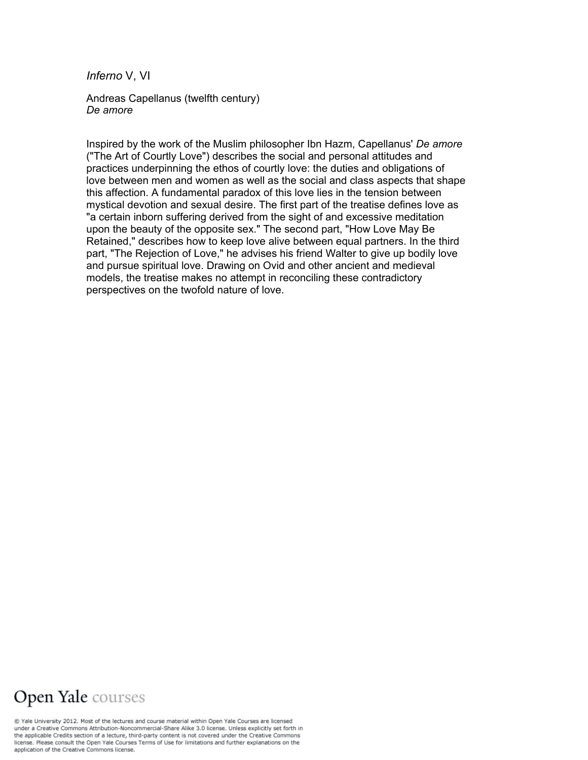*Inferno* V, VI

Andreas Capellanus (twelfth century)
*De amore*

Inspired by the work of the Muslim philosopher Ibn Hazm, Capellanus' *De amore* ("The Art of Courtly Love") describes the social and personal attitudes and practices underpinning the ethos of courtly love: the duties and obligations of love between men and women as well as the social and class aspects that shape this affection. A fundamental paradox of this love lies in the tension between mystical devotion and sexual desire. The first part of the treatise defines love as "a certain inborn suffering derived from the sight of and excessive meditation upon the beauty of the opposite sex." The second part, "How Love May Be Retained," describes how to keep love alive between equal partners. In the third part, "The Rejection of Love," he advises his friend Walter to give up bodily love and pursue spiritual love. Drawing on Ovid and other ancient and medieval models, the treatise makes no attempt in reconciling these contradictory perspectives on the twofold nature of love.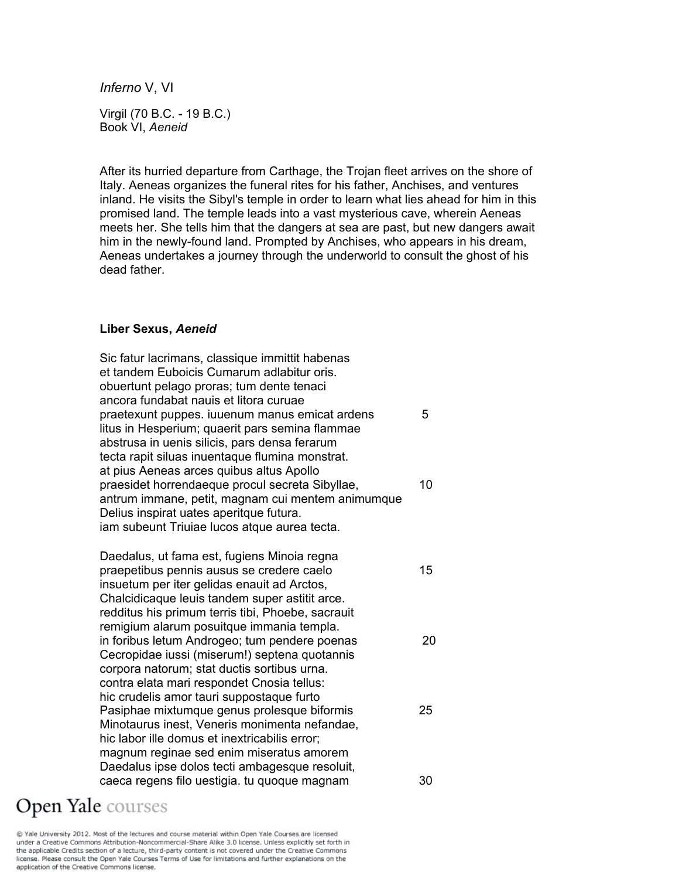*Inferno* V, VI

Virgil (70 B.C. - 19 B.C.)
Book VI, *Aeneid*

After its hurried departure from Carthage, the Trojan fleet arrives on the shore of Italy. Aeneas organizes the funeral rites for his father, Anchises, and ventures inland. He visits the Sibyl's temple in order to learn what lies ahead for him in this promised land. The temple leads into a vast mysterious cave, wherein Aeneas meets her. She tells him that the dangers at sea are past, but new dangers await him in the newly-found land. Prompted by Anchises, who appears in his dream, Aeneas undertakes a journey through the underworld to consult the ghost of his dead father.

**Liber Sexus, *Aeneid***

Sic fatur lacrimans, classique immittit habenas
et tandem Euboicis Cumarum adlabitur oris.
obuertunt pelago proras; tum dente tenaci
ancora fundabat nauis et litora curuae
praetexunt puppes. iuuenum manus emicat ardens 5
litus in Hesperium; quaerit pars semina flammae
abstrusa in uenis silicis, pars densa ferarum
tecta rapit siluas inuentaque flumina monstrat.
at pius Aeneas arces quibus altus Apollo
praesidet horrendaeque procul secreta Sibyllae, 10
antrum immane, petit, magnam cui mentem animumque
Delius inspirat uates aperitque futura.
iam subeunt Triuiae lucos atque aurea tecta.

Daedalus, ut fama est, fugiens Minoia regna
praepetibus pennis ausus se credere caelo 15
insuetum per iter gelidas enauit ad Arctos,
Chalcidicaque leuis tandem super astitit arce.
redditus his primum terris tibi, Phoebe, sacrauit
remigium alarum posuitque immania templa.
in foribus letum Androgeo; tum pendere poenas 20
Cecropidae iussi (miserum!) septena quotannis
corpora natorum; stat ductis sortibus urna.
contra elata mari respondet Cnosia tellus:
hic crudelis amor tauri suppostaque furto
Pasiphae mixtumque genus prolesque biformis 25
Minotaurus inest, Veneris monimenta nefandae,
hic labor ille domus et inextricabilis error;
magnum reginae sed enim miseratus amorem
Daedalus ipse dolos tecti ambagesque resoluit,
caeca regens filo uestigia. tu quoque magnam 30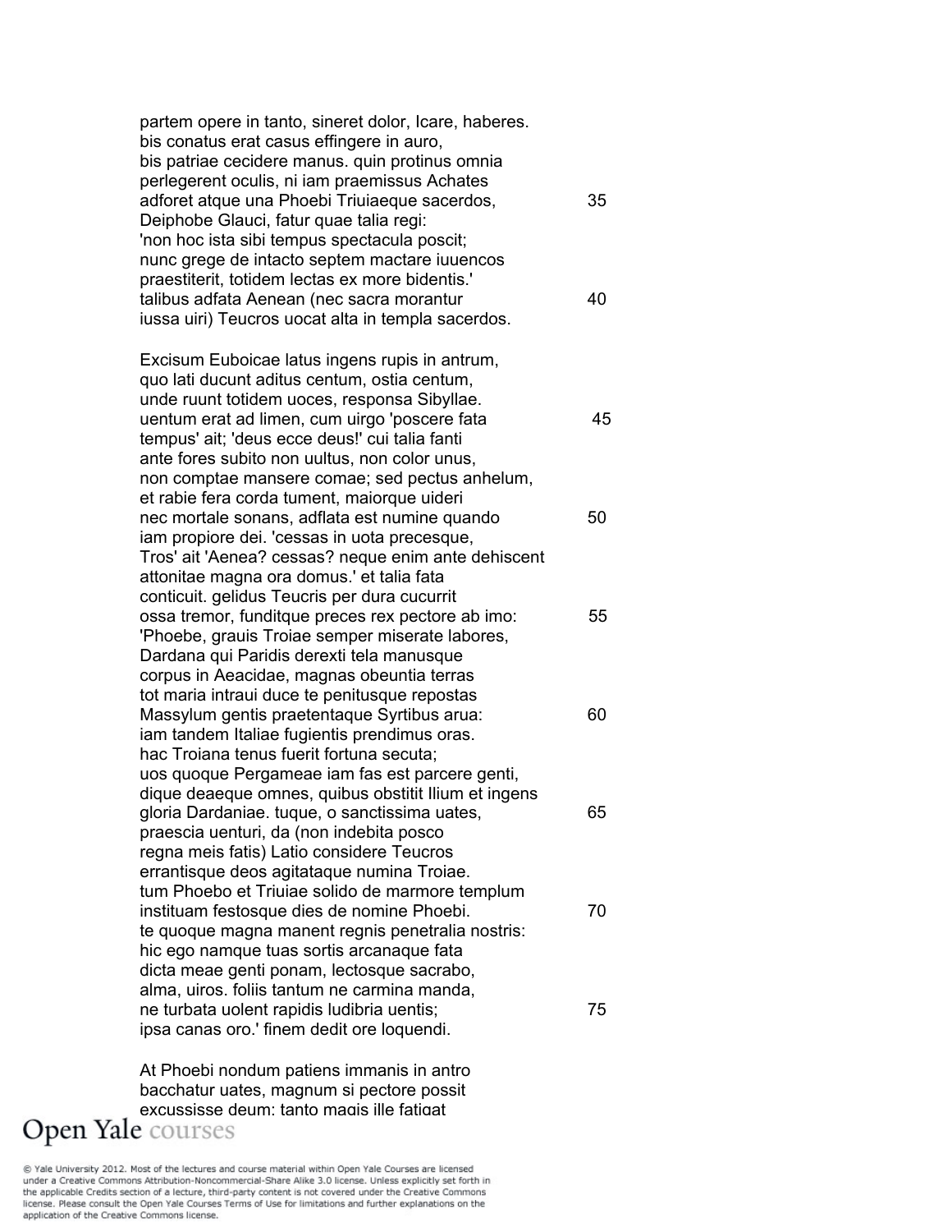partem opere in tanto, sineret dolor, Icare, haberes.  
bis conatus erat casus effingere in auro,  
bis patriae cecidere manus. quin protinus omnia  
perlegerent oculis, ni iam praemissus Achates  
adforet atque una Phoebi Triuiaeque sacerdos, 35  
Deiphobe Glauci, fatur quae talia regi:  
'non hoc ista sibi tempus spectacula poscit;  
nunc grege de intacto septem mactare iuuencos  
praestiterit, totidem lectas ex more bidentis.'  
talibus adfata Aenean (nec sacra morantur 40  
iussa uiri) Teucros uocat alta in templa sacerdos.

Excisum Euboicae latus ingens rupis in antrum,  
quo lati ducunt aditus centum, ostia centum,  
unde ruunt totidem uoces, responsa Sibyllae.  
uentum erat ad limen, cum uirgo 'poscere fata 45  
tempus' ait; 'deus ecce deus!' cui talia fanti  
ante fores subito non uultus, non color unus,  
non comptae mansere comae; sed pectus anhelum,  
et rabie fera corda tument, maiorque uideri  
nec mortale sonans, adflata est numine quando 50  
iam propiore dei. 'cessas in uota precesque,  
Tros' ait 'Aenea? cessas? neque enim ante dehiscent  
attonitae magna ora domus.' et talia fata  
conticuit. gelidus Teucris per dura cucurrit  
ossa tremor, funditque preces rex pectore ab imo: 55  
'Phoebe, grauis Troiae semper miserate labores,  
Dardana qui Paridis derexti tela manusque  
corpus in Aeacidae, magnas obeuntia terras  
tot maria intraui duce te penitusque repostas  
Massylum gentis praetentaque Syrtibus arua: 60  
iam tandem Italiae fugientis prendimus oras.  
hac Troiana tenus fuerit fortuna secuta;  
uos quoque Pergameae iam fas est parcere genti,  
dique deaeque omnes, quibus obstitit Ilium et ingens  
gloria Dardaniae. tuque, o sanctissima uates, 65  
praescia uenturi, da (non indebita posco  
regna meis fatis) Latio considere Teucros  
errantisque deos agitataque numina Troiae.  
tum Phoebo et Triuiae solido de marmore templum  
instituam festosque dies de nomine Phoebi. 70  
te quoque magna manent regnis penetralia nostris:  
hic ego namque tuas sortis arcanaque fata  
dicta meae genti ponam, lectosque sacrabo,  
alma, uiros. foliis tantum ne carmina manda,  
ne turbata uolent rapidis ludibria uentis; 75  
ipsa canas oro.' finem dedit ore loquendi.

At Phoebi nondum patiens immanis in antro  
bacchatur uates, magnum si pectore possit  
excussisse deum; tanto magis ille fatigat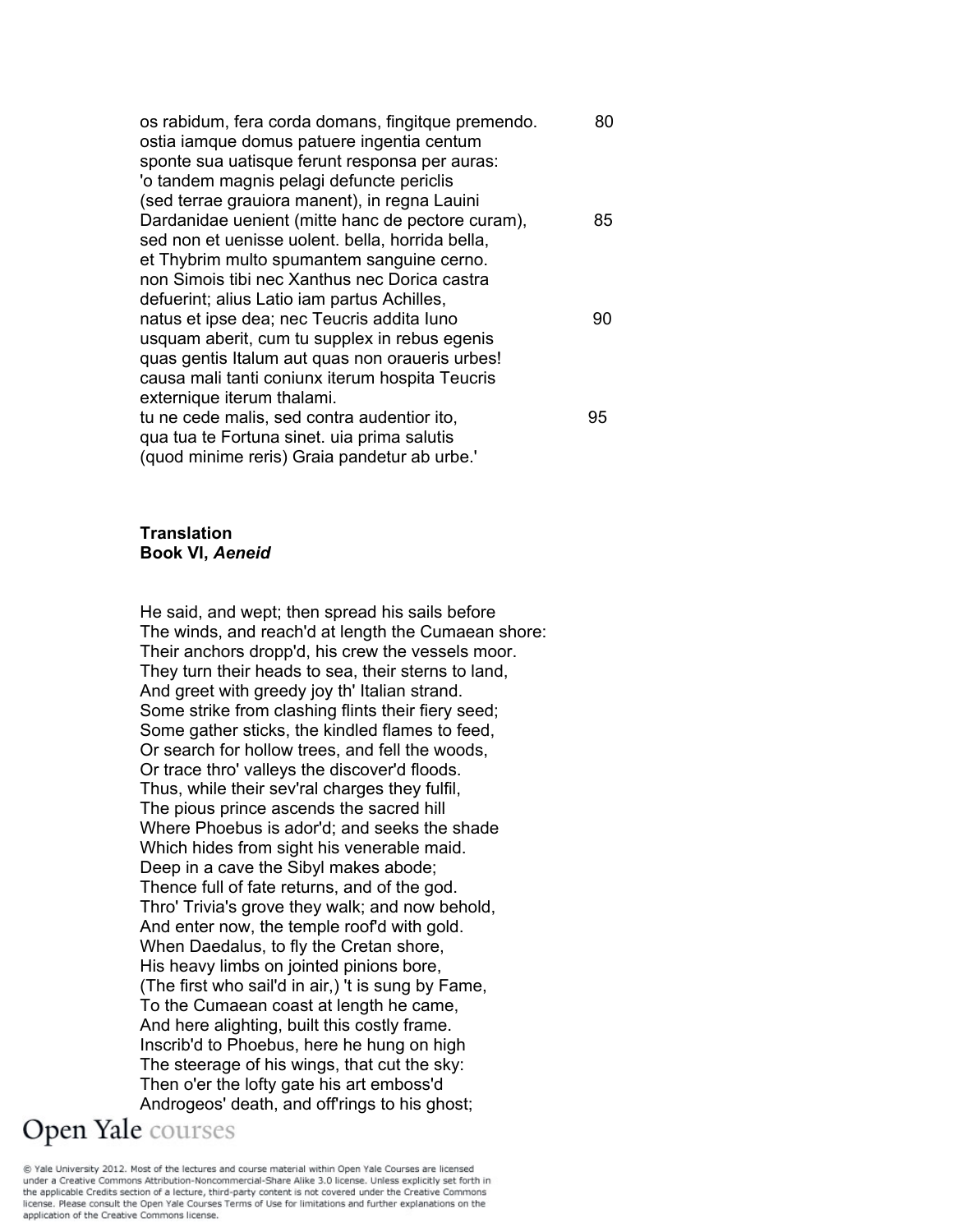os rabidum, fera corda domans, fingitque premendo. 80
ostia iamque domus patuere ingentia centum
sponte sua uatisque ferunt responsa per auras:
'o tandem magnis pelagi defuncte periclis
(sed terrae grauiora manent), in regna Lauini
Dardanidae uenient (mitte hanc de pectore curam), 85
sed non et uenisse uolent. bella, horrida bella,
et Thybrim multo spumantem sanguine cerno.
non Simois tibi nec Xanthus nec Dorica castra
defuerint; alius Latio iam partus Achilles,
natus et ipse dea; nec Teucris addita Iuno 90
usquam aberit, cum tu supplex in rebus egenis
quas gentis Italum aut quas non oraueris urbes!
causa mali tanti coniunx iterum hospita Teucris
externique iterum thalami.
tu ne cede malis, sed contra audentior ito, 95
qua tua te Fortuna sinet. uia prima salutis
(quod minime reris) Graia pandetur ab urbe.'

**Translation**
**Book VI, *Aeneid***

He said, and wept; then spread his sails before
The winds, and reach'd at length the Cumaean shore:
Their anchors dropp'd, his crew the vessels moor.
They turn their heads to sea, their sterns to land,
And greet with greedy joy th' Italian strand.
Some strike from clashing flints their fiery seed;
Some gather sticks, the kindled flames to feed,
Or search for hollow trees, and fell the woods,
Or trace thro' valleys the discover'd floods.
Thus, while their sev'ral charges they fulfil,
The pious prince ascends the sacred hill
Where Phoebus is ador'd; and seeks the shade
Which hides from sight his venerable maid.
Deep in a cave the Sibyl makes abode;
Thence full of fate returns, and of the god.
Thro' Trivia's grove they walk; and now behold,
And enter now, the temple roof'd with gold.
When Daedalus, to fly the Cretan shore,
His heavy limbs on jointed pinions bore,
(The first who sail'd in air,) 't is sung by Fame,
To the Cumaean coast at length he came,
And here alighting, built this costly frame.
Inscrib'd to Phoebus, here he hung on high
The steerage of his wings, that cut the sky:
Then o'er the lofty gate his art emboss'd
Androgeos' death, and off'rings to his ghost;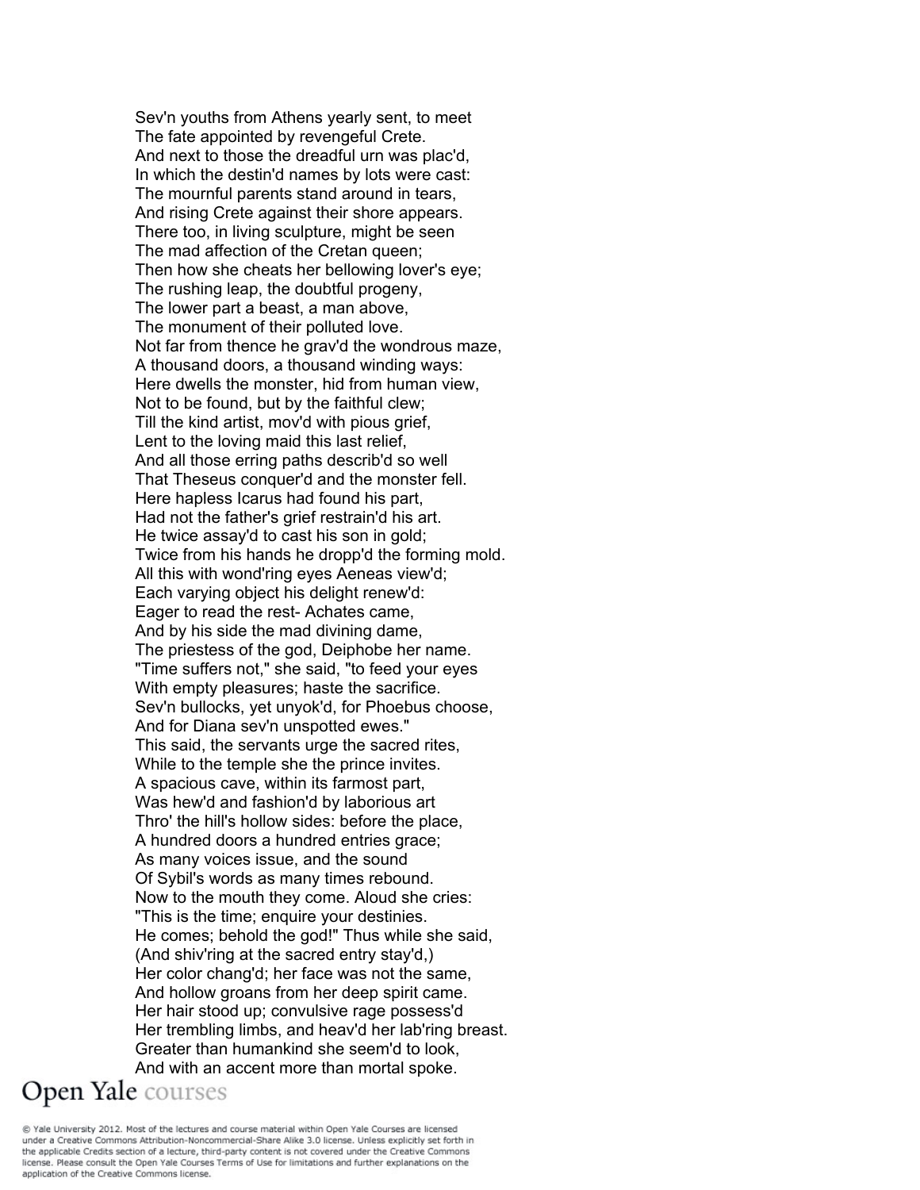Sev'n youths from Athens yearly sent, to meet
The fate appointed by revengeful Crete.
And next to those the dreadful urn was plac'd,
In which the destin'd names by lots were cast:
The mournful parents stand around in tears,
And rising Crete against their shore appears.
There too, in living sculpture, might be seen
The mad affection of the Cretan queen;
Then how she cheats her bellowing lover's eye;
The rushing leap, the doubtful progeny,
The lower part a beast, a man above,
The monument of their polluted love.
Not far from thence he grav'd the wondrous maze,
A thousand doors, a thousand winding ways:
Here dwells the monster, hid from human view,
Not to be found, but by the faithful clew;
Till the kind artist, mov'd with pious grief,
Lent to the loving maid this last relief,
And all those erring paths describ'd so well
That Theseus conquer'd and the monster fell.
Here hapless Icarus had found his part,
Had not the father's grief restrain'd his art.
He twice assay'd to cast his son in gold;
Twice from his hands he dropp'd the forming mold.
All this with wond'ring eyes Aeneas view'd;
Each varying object his delight renew'd:
Eager to read the rest- Achates came,
And by his side the mad divining dame,
The priestess of the god, Deiphobe her name.
"Time suffers not," she said, "to feed your eyes
With empty pleasures; haste the sacrifice.
Sev'n bullocks, yet unyok'd, for Phoebus choose,
And for Diana sev'n unspotted ewes."
This said, the servants urge the sacred rites,
While to the temple she the prince invites.
A spacious cave, within its farmost part,
Was hew'd and fashion'd by laborious art
Thro' the hill's hollow sides: before the place,
A hundred doors a hundred entries grace;
As many voices issue, and the sound
Of Sybil's words as many times rebound.
Now to the mouth they come. Aloud she cries:
"This is the time; enquire your destinies.
He comes; behold the god!" Thus while she said,
(And shiv'ring at the sacred entry stay'd,)
Her color chang'd; her face was not the same,
And hollow groans from her deep spirit came.
Her hair stood up; convulsive rage possess'd
Her trembling limbs, and heav'd her lab'ring breast.
Greater than humankind she seem'd to look,
And with an accent more than mortal spoke.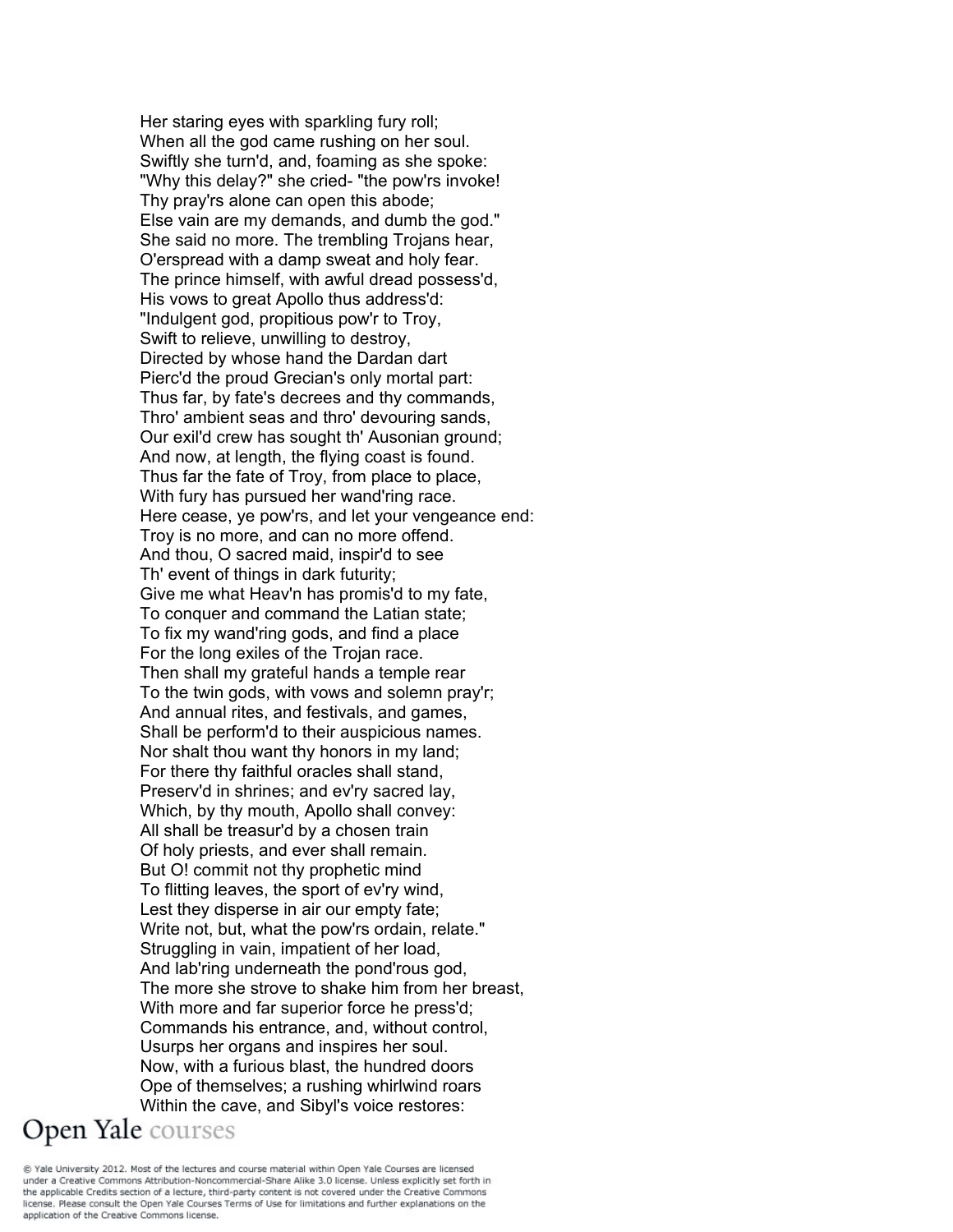Her staring eyes with sparkling fury roll;  
When all the god came rushing on her soul.  
Swiftly she turn'd, and, foaming as she spoke:  
"Why this delay?" she cried- "the pow'rs invoke!  
Thy pray'rs alone can open this abode;  
Else vain are my demands, and dumb the god."  
She said no more. The trembling Trojans hear,  
O'erspread with a damp sweat and holy fear.  
The prince himself, with awful dread possess'd,  
His vows to great Apollo thus address'd:  
"Indulgent god, propitious pow'r to Troy,  
Swift to relieve, unwilling to destroy,  
Directed by whose hand the Dardan dart  
Pierc'd the proud Grecian's only mortal part:  
Thus far, by fate's decrees and thy commands,  
Thro' ambient seas and thro' devouring sands,  
Our exil'd crew has sought th' Ausonian ground;  
And now, at length, the flying coast is found.  
Thus far the fate of Troy, from place to place,  
With fury has pursued her wand'ring race.  
Here cease, ye pow'rs, and let your vengeance end:  
Troy is no more, and can no more offend.  
And thou, O sacred maid, inspir'd to see  
Th' event of things in dark futurity;  
Give me what Heav'n has promis'd to my fate,  
To conquer and command the Latian state;  
To fix my wand'ring gods, and find a place  
For the long exiles of the Trojan race.  
Then shall my grateful hands a temple rear  
To the twin gods, with vows and solemn pray'r;  
And annual rites, and festivals, and games,  
Shall be perform'd to their auspicious names.  
Nor shalt thou want thy honors in my land;  
For there thy faithful oracles shall stand,  
Preserv'd in shrines; and ev'ry sacred lay,  
Which, by thy mouth, Apollo shall convey:  
All shall be treasur'd by a chosen train  
Of holy priests, and ever shall remain.  
But O! commit not thy prophetic mind  
To flitting leaves, the sport of ev'ry wind,  
Lest they disperse in air our empty fate;  
Write not, but, what the pow'rs ordain, relate."  
Struggling in vain, impatient of her load,  
And lab'ring underneath the pond'rous god,  
The more she strove to shake him from her breast,  
With more and far superior force he press'd;  
Commands his entrance, and, without control,  
Usurps her organs and inspires her soul.  
Now, with a furious blast, the hundred doors  
Ope of themselves; a rushing whirlwind roars  
Within the cave, and Sibyl's voice restores: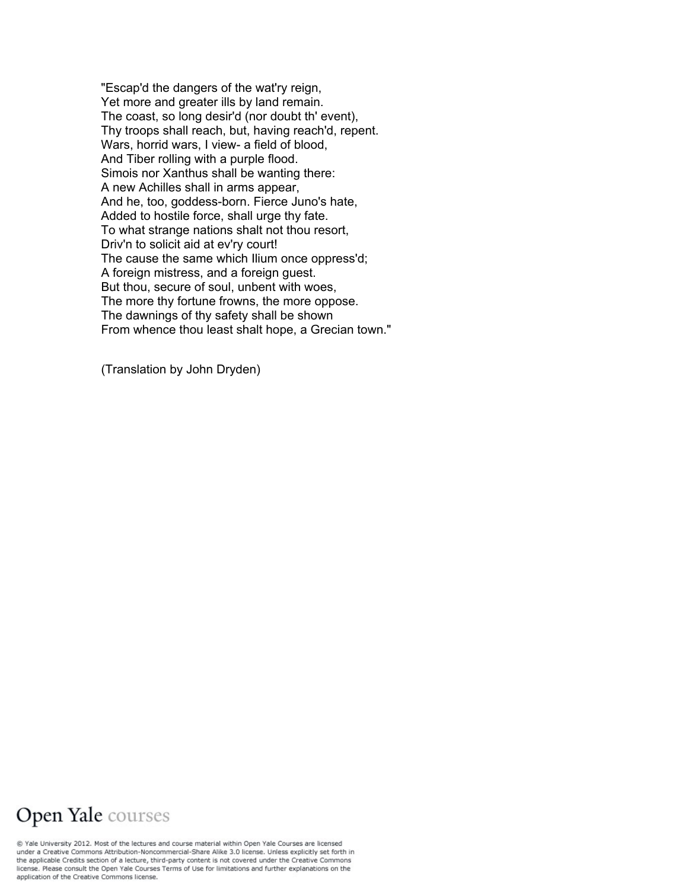"Escap'd the dangers of the wat'ry reign,  
Yet more and greater ills by land remain.  
The coast, so long desir'd (nor doubt th' event),  
Thy troops shall reach, but, having reach'd, repent.  
Wars, horrid wars, I view- a field of blood,  
And Tiber rolling with a purple flood.  
Simois nor Xanthus shall be wanting there:  
A new Achilles shall in arms appear,  
And he, too, goddess-born. Fierce Juno's hate,  
Added to hostile force, shall urge thy fate.  
To what strange nations shalt not thou resort,  
Driv'n to solicit aid at ev'ry court!  
The cause the same which Ilium once oppress'd;  
A foreign mistress, and a foreign guest.  
But thou, secure of soul, unbent with woes,  
The more thy fortune frowns, the more oppose.  
The dawnings of thy safety shall be shown  
From whence thou least shalt hope, a Grecian town."

(Translation by John Dryden)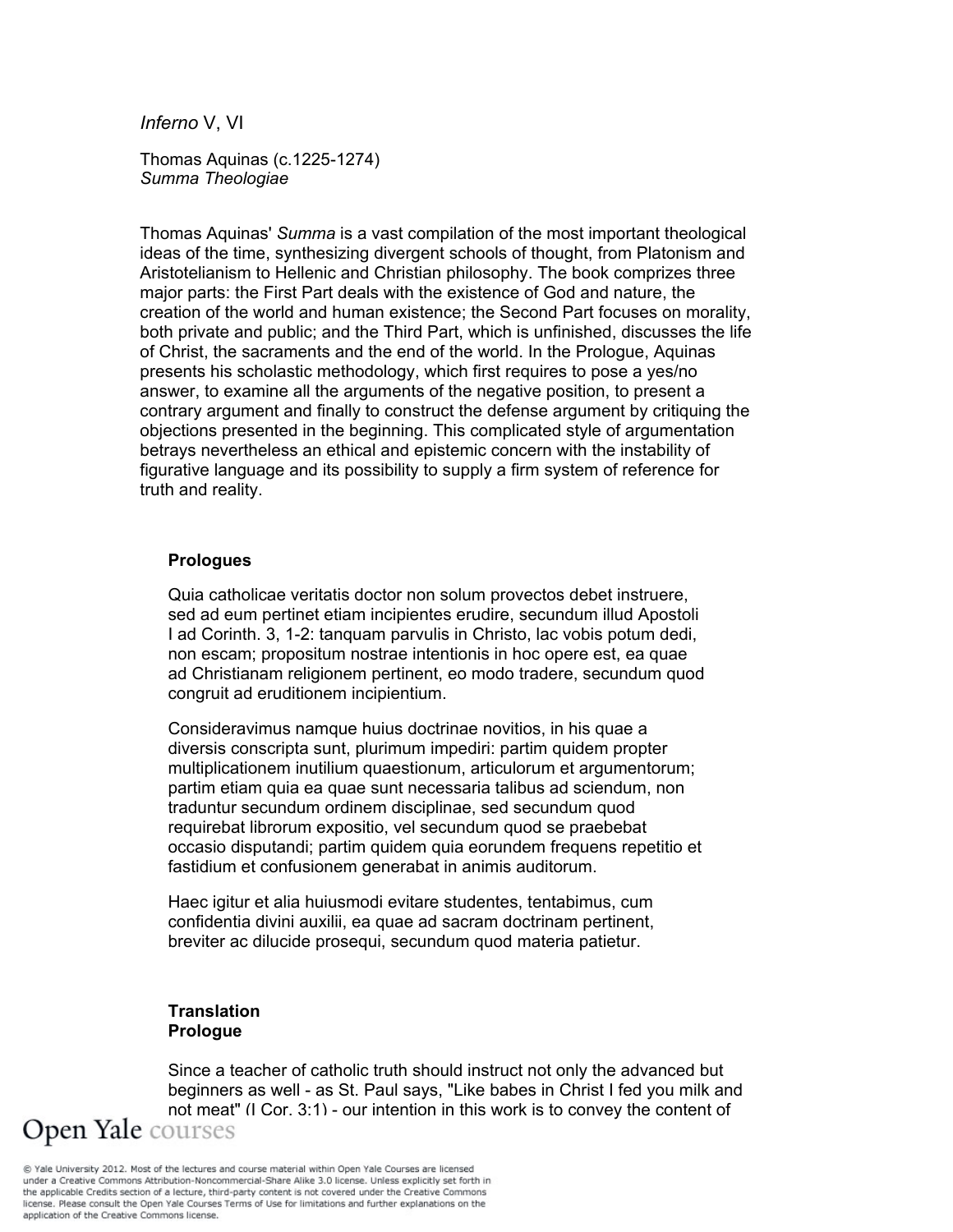*Inferno* V, VI

Thomas Aquinas (c.1225-1274)
*Summa Theologiae*

Thomas Aquinas' *Summa* is a vast compilation of the most important theological ideas of the time, synthesizing divergent schools of thought, from Platonism and Aristotelianism to Hellenic and Christian philosophy. The book comprizes three major parts: the First Part deals with the existence of God and nature, the creation of the world and human existence; the Second Part focuses on morality, both private and public; and the Third Part, which is unfinished, discusses the life of Christ, the sacraments and the end of the world. In the Prologue, Aquinas presents his scholastic methodology, which first requires to pose a yes/no answer, to examine all the arguments of the negative position, to present a contrary argument and finally to construct the defense argument by critiquing the objections presented in the beginning. This complicated style of argumentation betrays nevertheless an ethical and epistemic concern with the instability of figurative language and its possibility to supply a firm system of reference for truth and reality.

**Prologues**

Quia catholicae veritatis doctor non solum provectos debet instruere, sed ad eum pertinet etiam incipientes erudire, secundum illud Apostoli I ad Corinth. 3, 1-2: tanquam parvulis in Christo, lac vobis potum dedi, non escam; propositum nostrae intentionis in hoc opere est, ea quae ad Christianam religionem pertinent, eo modo tradere, secundum quod congruit ad eruditionem incipientium.

Consideravimus namque huius doctrinae novitios, in his quae a diversis conscripta sunt, plurimum impediri: partim quidem propter multiplicationem inutilium quaestionum, articulorum et argumentorum; partim etiam quia ea quae sunt necessaria talibus ad sciendum, non traduntur secundum ordinem disciplinae, sed secundum quod requirebat librorum expositio, vel secundum quod se praebebat occasio disputandi; partim quidem quia eorundem frequens repetitio et fastidium et confusionem generabat in animis auditorum.

Haec igitur et alia huiusmodi evitare studentes, tentabimus, cum confidentia divini auxilii, ea quae ad sacram doctrinam pertinent, breviter ac dilucide prosequi, secundum quod materia patietur.

**Translation**
**Prologue**

Since a teacher of catholic truth should instruct not only the advanced but beginners as well - as St. Paul says, "Like babes in Christ I fed you milk and not meat" (I Cor. 3:1) - our intention in this work is to convey the content of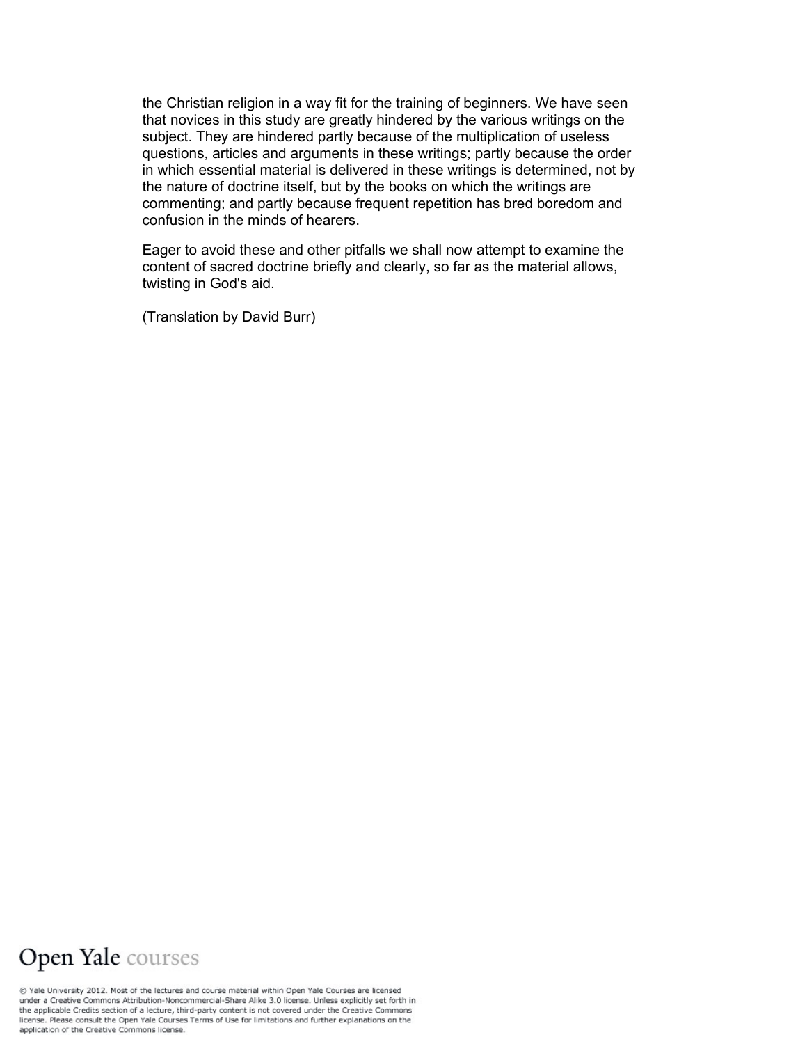the Christian religion in a way fit for the training of beginners. We have seen that novices in this study are greatly hindered by the various writings on the subject. They are hindered partly because of the multiplication of useless questions, articles and arguments in these writings; partly because the order in which essential material is delivered in these writings is determined, not by the nature of doctrine itself, but by the books on which the writings are commenting; and partly because frequent repetition has bred boredom and confusion in the minds of hearers.

Eager to avoid these and other pitfalls we shall now attempt to examine the content of sacred doctrine briefly and clearly, so far as the material allows, twisting in God's aid.

(Translation by David Burr)

Open Yale courses

© Yale University 2012. Most of the lectures and course material within Open Yale Courses are licensed under a Creative Commons Attribution-Noncommercial-Share Alike 3.0 license. Unless explicitly set forth in the applicable Credits section of a lecture, third-party content is not covered under the Creative Commons license. Please consult the Open Yale Courses Terms of Use for limitations and further explanations on the application of the Creative Commons license.